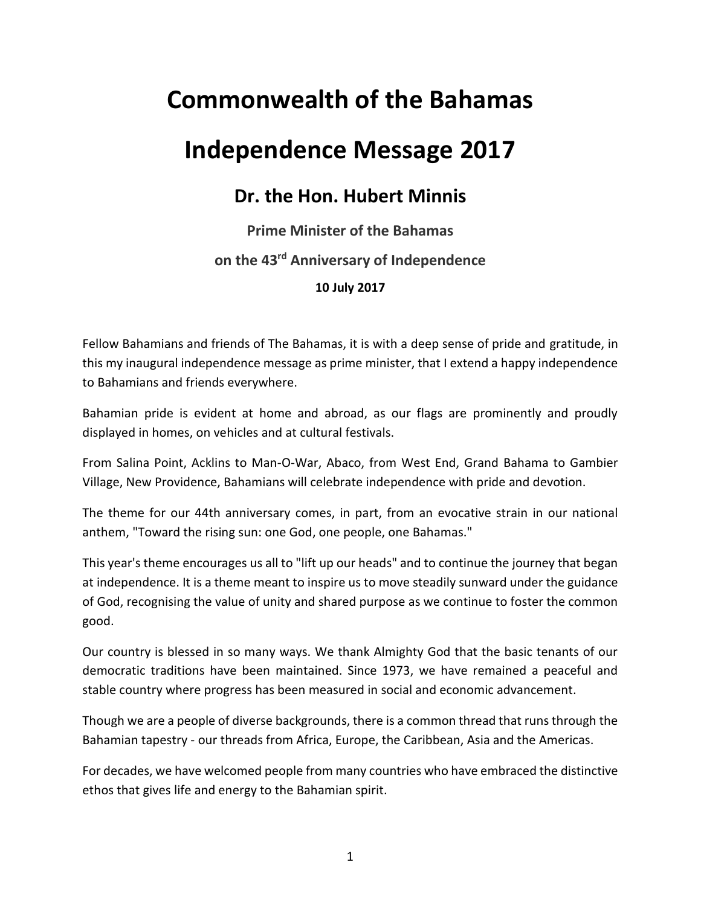# Commonwealth of the Bahamas

# Independence Message 2017

## Dr. the Hon. Hubert Minnis

**Prime Minister of the Bahamas**

**on the 43rd Anniversary of Independence**

**10 July 2017**

Fellow Bahamians and friends of The Bahamas, it is with a deep sense of pride and gratitude, in this my inaugural independence message as prime minister, that I extend a happy independence to Bahamians and friends everywhere.

Bahamian pride is evident at home and abroad, as our flags are prominently and proudly displayed in homes, on vehicles and at cultural festivals.

From Salina Point, Acklins to Man-O-War, Abaco, from West End, Grand Bahama to Gambier Village, New Providence, Bahamians will celebrate independence with pride and devotion.

The theme for our 44th anniversary comes, in part, from an evocative strain in our national anthem, "Toward the rising sun: one God, one people, one Bahamas."

This year's theme encourages us all to "lift up our heads" and to continue the journey that began at independence. It is a theme meant to inspire us to move steadily sunward under the guidance of God, recognising the value of unity and shared purpose as we continue to foster the common good.

Our country is blessed in so many ways. We thank Almighty God that the basic tenants of our democratic traditions have been maintained. Since 1973, we have remained a peaceful and stable country where progress has been measured in social and economic advancement.

Though we are a people of diverse backgrounds, there is a common thread that runs through the Bahamian tapestry - our threads from Africa, Europe, the Caribbean, Asia and the Americas.

For decades, we have welcomed people from many countries who have embraced the distinctive ethos that gives life and energy to the Bahamian spirit.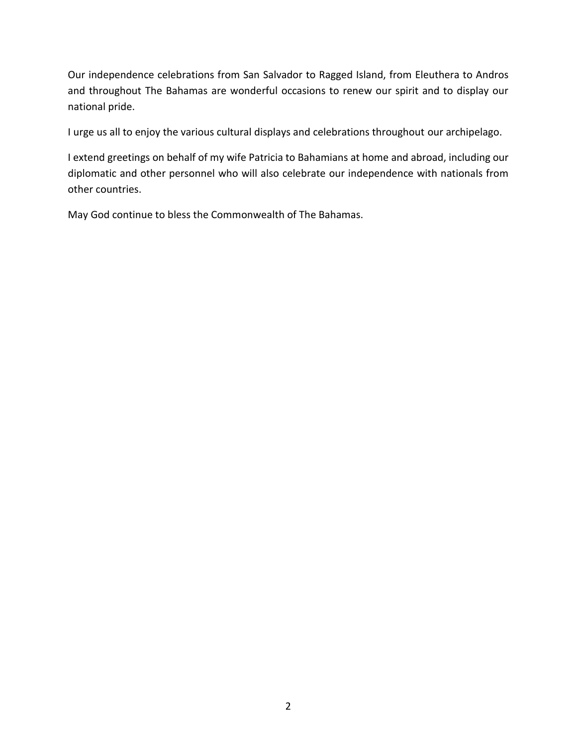Our independence celebrations from San Salvador to Ragged Island, from Eleuthera to Andros and throughout The Bahamas are wonderful occasions to renew our spirit and to display our national pride.

I urge us all to enjoy the various cultural displays and celebrations throughout our archipelago.

I extend greetings on behalf of my wife Patricia to Bahamians at home and abroad, including our diplomatic and other personnel who will also celebrate our independence with nationals from other countries.

May God continue to bless the Commonwealth of The Bahamas.